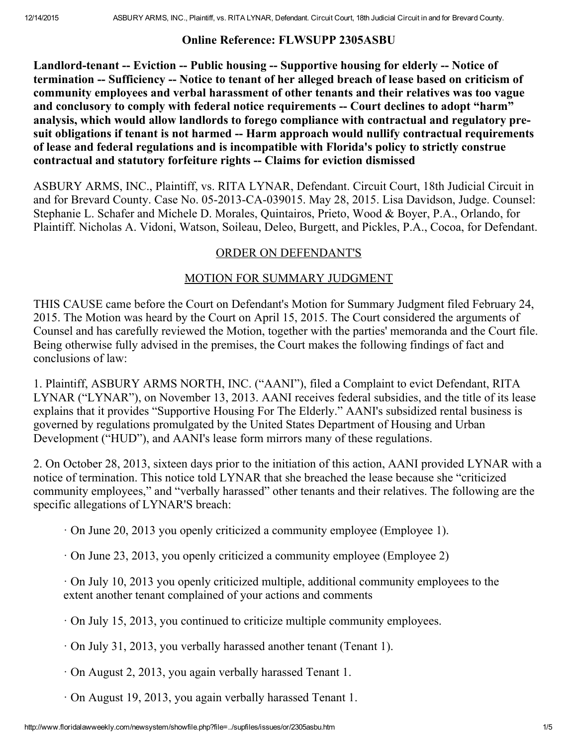**Online Reference: FLWSUPP 2305ASBU**

**Landlord-tenant -- Eviction -- Public housing -- Supportive housing for elderly -- Notice of termination -- Sufficiency -- Notice to tenant of her alleged breach of lease based on criticism of community employees and verbal harassment of other tenants and their relatives was too vague and conclusory to comply with federal notice requirements -- Court declines to adopt "harm" analysis, which would allow landlords to forego compliance with contractual and regulatory pre-suit obligations if tenant is not harmed -- Harm approach would nullify contractual requirements of lease and federal regulations and is incompatible with Florida's policy to strictly construe contractual and statutory forfeiture rights -- Claims for eviction dismissed**

ASBURY ARMS, INC., Plaintiff, vs. RITA LYNAR, Defendant. Circuit Court, 18th Judicial Circuit in and for Brevard County. Case No. 05-2013-CA-039015. May 28, 2015. Lisa Davidson, Judge. Counsel: Stephanie L. Schafer and Michele D. Morales, Quintairos, Prieto, Wood & Boyer, P.A., Orlando, for Plaintiff. Nicholas A. Vidoni, Watson, Soileau, Deleo, Burgett, and Pickles, P.A., Cocoa, for Defendant.

ORDER ON DEFENDANT'S

MOTION FOR SUMMARY JUDGMENT

THIS CAUSE came before the Court on Defendant's Motion for Summary Judgment filed February 24, 2015. The Motion was heard by the Court on April 15, 2015. The Court considered the arguments of Counsel and has carefully reviewed the Motion, together with the parties' memoranda and the Court file. Being otherwise fully advised in the premises, the Court makes the following findings of fact and conclusions of law:

1. Plaintiff, ASBURY ARMS NORTH, INC. ("AANI"), filed a Complaint to evict Defendant, RITA LYNAR ("LYNAR"), on November 13, 2013. AANI receives federal subsidies, and the title of its lease explains that it provides "Supportive Housing For The Elderly." AANI's subsidized rental business is governed by regulations promulgated by the United States Department of Housing and Urban Development ("HUD"), and AANI's lease form mirrors many of these regulations.

2. On October 28, 2013, sixteen days prior to the initiation of this action, AANI provided LYNAR with a notice of termination. This notice told LYNAR that she breached the lease because she "criticized community employees," and "verbally harassed" other tenants and their relatives. The following are the specific allegations of LYNAR'S breach:

· On June 20, 2013 you openly criticized a community employee (Employee 1).

· On June 23, 2013, you openly criticized a community employee (Employee 2)

· On July 10, 2013 you openly criticized multiple, additional community employees to the extent another tenant complained of your actions and comments

· On July 15, 2013, you continued to criticize multiple community employees.

· On July 31, 2013, you verbally harassed another tenant (Tenant 1).

· On August 2, 2013, you again verbally harassed Tenant 1.

· On August 19, 2013, you again verbally harassed Tenant 1.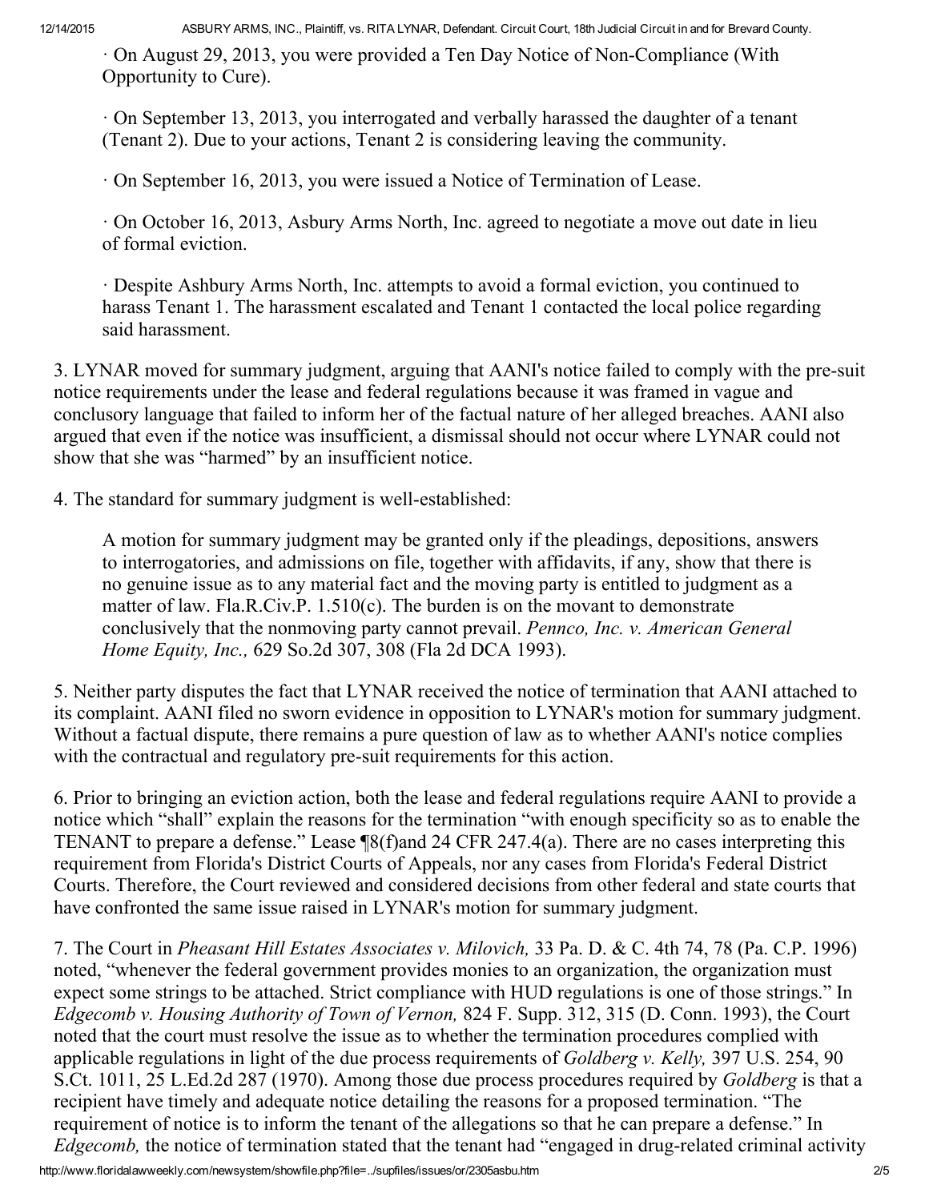· On August 29, 2013, you were provided a Ten Day Notice of Non-Compliance (With Opportunity to Cure).

· On September 13, 2013, you interrogated and verbally harassed the daughter of a tenant (Tenant 2). Due to your actions, Tenant 2 is considering leaving the community.

· On September 16, 2013, you were issued a Notice of Termination of Lease.

· On October 16, 2013, Asbury Arms North, Inc. agreed to negotiate a move out date in lieu of formal eviction.

· Despite Ashbury Arms North, Inc. attempts to avoid a formal eviction, you continued to harass Tenant 1. The harassment escalated and Tenant 1 contacted the local police regarding said harassment.

3. LYNAR moved for summary judgment, arguing that AANI's notice failed to comply with the pre-suit notice requirements under the lease and federal regulations because it was framed in vague and conclusory language that failed to inform her of the factual nature of her alleged breaches. AANI also argued that even if the notice was insufficient, a dismissal should not occur where LYNAR could not show that she was "harmed" by an insufficient notice.

4. The standard for summary judgment is well-established:

> A motion for summary judgment may be granted only if the pleadings, depositions, answers to interrogatories, and admissions on file, together with affidavits, if any, show that there is no genuine issue as to any material fact and the moving party is entitled to judgment as a matter of law. Fla.R.Civ.P. 1.510(c). The burden is on the movant to demonstrate conclusively that the nonmoving party cannot prevail. *Pennco, Inc. v. American General Home Equity, Inc.,* 629 So.2d 307, 308 (Fla 2d DCA 1993).

5. Neither party disputes the fact that LYNAR received the notice of termination that AANI attached to its complaint. AANI filed no sworn evidence in opposition to LYNAR's motion for summary judgment. Without a factual dispute, there remains a pure question of law as to whether AANI's notice complies with the contractual and regulatory pre-suit requirements for this action.

6. Prior to bringing an eviction action, both the lease and federal regulations require AANI to provide a notice which "shall" explain the reasons for the termination "with enough specificity so as to enable the TENANT to prepare a defense." Lease ¶8(f)and 24 CFR 247.4(a). There are no cases interpreting this requirement from Florida's District Courts of Appeals, nor any cases from Florida's Federal District Courts. Therefore, the Court reviewed and considered decisions from other federal and state courts that have confronted the same issue raised in LYNAR's motion for summary judgment.

7. The Court in *Pheasant Hill Estates Associates v. Milovich,* 33 Pa. D. & C. 4th 74, 78 (Pa. C.P. 1996) noted, "whenever the federal government provides monies to an organization, the organization must expect some strings to be attached. Strict compliance with HUD regulations is one of those strings." In *Edgecomb v. Housing Authority of Town of Vernon,* 824 F. Supp. 312, 315 (D. Conn. 1993), the Court noted that the court must resolve the issue as to whether the termination procedures complied with applicable regulations in light of the due process requirements of *Goldberg v. Kelly,* 397 U.S. 254, 90 S.Ct. 1011, 25 L.Ed.2d 287 (1970). Among those due process procedures required by *Goldberg* is that a recipient have timely and adequate notice detailing the reasons for a proposed termination. "The requirement of notice is to inform the tenant of the allegations so that he can prepare a defense." In *Edgecomb,* the notice of termination stated that the tenant had "engaged in drug-related criminal activity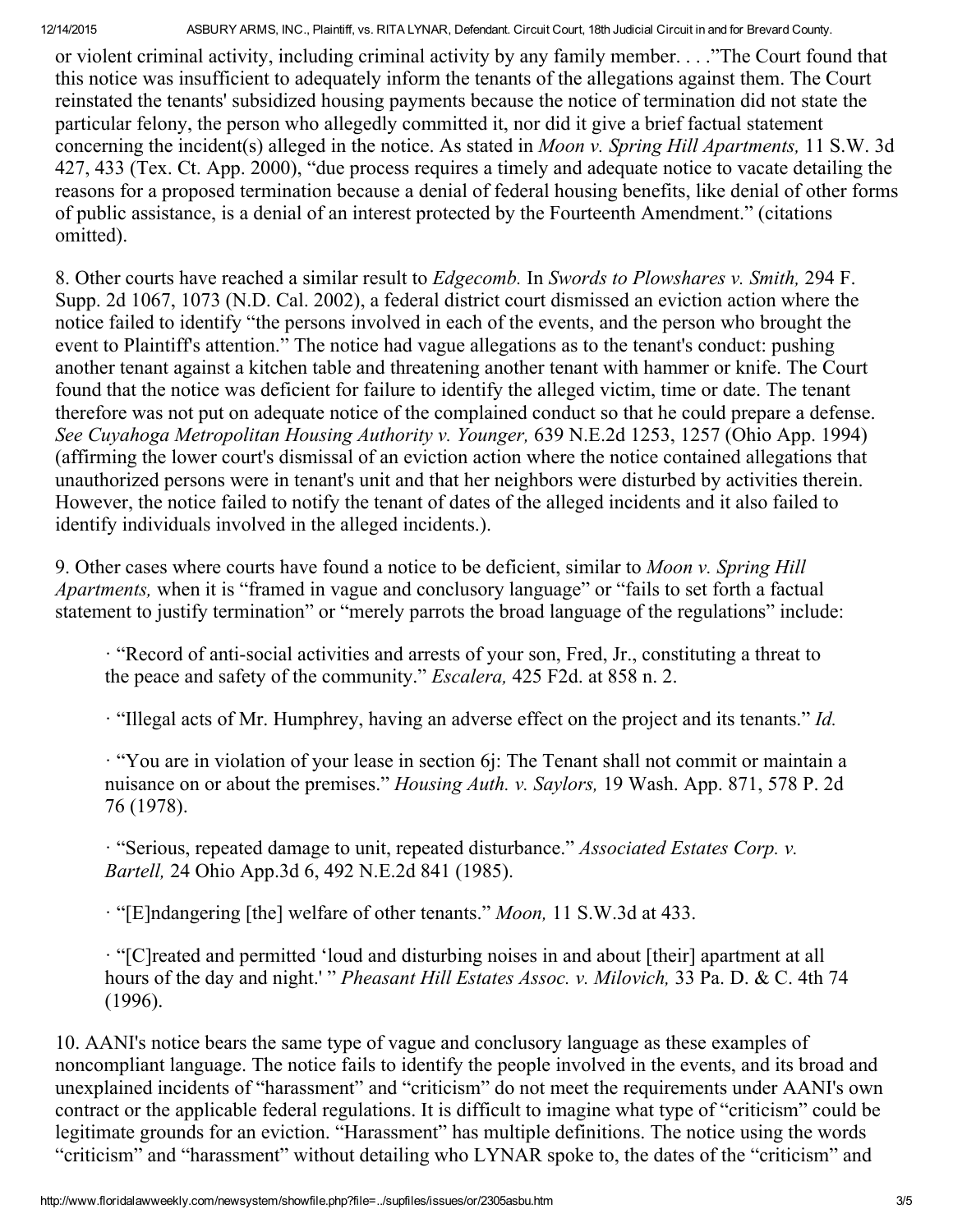or violent criminal activity, including criminal activity by any family member. . . ."The Court found that this notice was insufficient to adequately inform the tenants of the allegations against them. The Court reinstated the tenants' subsidized housing payments because the notice of termination did not state the particular felony, the person who allegedly committed it, nor did it give a brief factual statement concerning the incident(s) alleged in the notice. As stated in *Moon v. Spring Hill Apartments,* 11 S.W. 3d 427, 433 (Tex. Ct. App. 2000), "due process requires a timely and adequate notice to vacate detailing the reasons for a proposed termination because a denial of federal housing benefits, like denial of other forms of public assistance, is a denial of an interest protected by the Fourteenth Amendment." (citations omitted).

8. Other courts have reached a similar result to *Edgecomb.* In *Swords to Plowshares v. Smith,* 294 F. Supp. 2d 1067, 1073 (N.D. Cal. 2002), a federal district court dismissed an eviction action where the notice failed to identify "the persons involved in each of the events, and the person who brought the event to Plaintiff's attention." The notice had vague allegations as to the tenant's conduct: pushing another tenant against a kitchen table and threatening another tenant with hammer or knife. The Court found that the notice was deficient for failure to identify the alleged victim, time or date. The tenant therefore was not put on adequate notice of the complained conduct so that he could prepare a defense. *See Cuyahoga Metropolitan Housing Authority v. Younger,* 639 N.E.2d 1253, 1257 (Ohio App. 1994) (affirming the lower court's dismissal of an eviction action where the notice contained allegations that unauthorized persons were in tenant's unit and that her neighbors were disturbed by activities therein. However, the notice failed to notify the tenant of dates of the alleged incidents and it also failed to identify individuals involved in the alleged incidents.).

9. Other cases where courts have found a notice to be deficient, similar to *Moon v. Spring Hill Apartments,* when it is "framed in vague and conclusory language" or "fails to set forth a factual statement to justify termination" or "merely parrots the broad language of the regulations" include:

· "Record of anti-social activities and arrests of your son, Fred, Jr., constituting a threat to the peace and safety of the community." *Escalera,* 425 F2d. at 858 n. 2.

· "Illegal acts of Mr. Humphrey, having an adverse effect on the project and its tenants." *Id.*

· "You are in violation of your lease in section 6j: The Tenant shall not commit or maintain a nuisance on or about the premises." *Housing Auth. v. Saylors,* 19 Wash. App. 871, 578 P. 2d 76 (1978).

· "Serious, repeated damage to unit, repeated disturbance." *Associated Estates Corp. v. Bartell,* 24 Ohio App.3d 6, 492 N.E.2d 841 (1985).

· "[E]ndangering [the] welfare of other tenants." *Moon,* 11 S.W.3d at 433.

· "[C]reated and permitted 'loud and disturbing noises in and about [their] apartment at all hours of the day and night.' " *Pheasant Hill Estates Assoc. v. Milovich,* 33 Pa. D. & C. 4th 74 (1996).

10. AANI's notice bears the same type of vague and conclusory language as these examples of noncompliant language. The notice fails to identify the people involved in the events, and its broad and unexplained incidents of "harassment" and "criticism" do not meet the requirements under AANI's own contract or the applicable federal regulations. It is difficult to imagine what type of "criticism" could be legitimate grounds for an eviction. "Harassment" has multiple definitions. The notice using the words "criticism" and "harassment" without detailing who LYNAR spoke to, the dates of the "criticism" and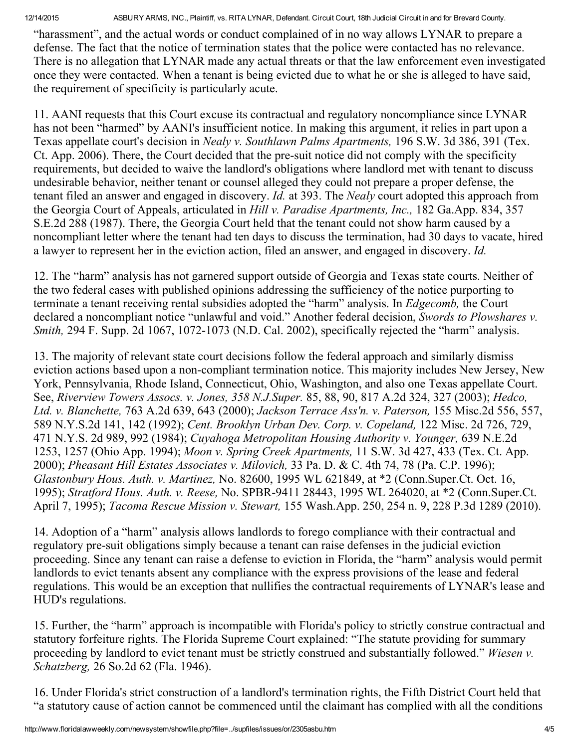"harassment", and the actual words or conduct complained of in no way allows LYNAR to prepare a defense. The fact that the notice of termination states that the police were contacted has no relevance. There is no allegation that LYNAR made any actual threats or that the law enforcement even investigated once they were contacted. When a tenant is being evicted due to what he or she is alleged to have said, the requirement of specificity is particularly acute.

11. AANI requests that this Court excuse its contractual and regulatory noncompliance since LYNAR has not been "harmed" by AANI's insufficient notice. In making this argument, it relies in part upon a Texas appellate court's decision in *Nealy v. Southlawn Palms Apartments,* 196 S.W. 3d 386, 391 (Tex. Ct. App. 2006). There, the Court decided that the pre-suit notice did not comply with the specificity requirements, but decided to waive the landlord's obligations where landlord met with tenant to discuss undesirable behavior, neither tenant or counsel alleged they could not prepare a proper defense, the tenant filed an answer and engaged in discovery. *Id.* at 393. The *Nealy* court adopted this approach from the Georgia Court of Appeals, articulated in *Hill v. Paradise Apartments, Inc.,* 182 Ga.App. 834, 357 S.E.2d 288 (1987). There, the Georgia Court held that the tenant could not show harm caused by a noncompliant letter where the tenant had ten days to discuss the termination, had 30 days to vacate, hired a lawyer to represent her in the eviction action, filed an answer, and engaged in discovery. *Id.*

12. The "harm" analysis has not garnered support outside of Georgia and Texas state courts. Neither of the two federal cases with published opinions addressing the sufficiency of the notice purporting to terminate a tenant receiving rental subsidies adopted the "harm" analysis. In *Edgecomb,* the Court declared a noncompliant notice "unlawful and void." Another federal decision, *Swords to Plowshares v. Smith,* 294 F. Supp. 2d 1067, 1072-1073 (N.D. Cal. 2002), specifically rejected the "harm" analysis.

13. The majority of relevant state court decisions follow the federal approach and similarly dismiss eviction actions based upon a non-compliant termination notice. This majority includes New Jersey, New York, Pennsylvania, Rhode Island, Connecticut, Ohio, Washington, and also one Texas appellate Court. See, *Riverview Towers Assocs. v. Jones, 358 N.J.Super.* 85, 88, 90, 817 A.2d 324, 327 (2003); *Hedco, Ltd. v. Blanchette,* 763 A.2d 639, 643 (2000); *Jackson Terrace Ass'n. v. Paterson,* 155 Misc.2d 556, 557, 589 N.Y.S.2d 141, 142 (1992); *Cent. Brooklyn Urban Dev. Corp. v. Copeland,* 122 Misc. 2d 726, 729, 471 N.Y.S. 2d 989, 992 (1984); *Cuyahoga Metropolitan Housing Authority v. Younger,* 639 N.E.2d 1253, 1257 (Ohio App. 1994); *Moon v. Spring Creek Apartments,* 11 S.W. 3d 427, 433 (Tex. Ct. App. 2000); *Pheasant Hill Estates Associates v. Milovich,* 33 Pa. D. & C. 4th 74, 78 (Pa. C.P. 1996); *Glastonbury Hous. Auth. v. Martinez,* No. 82600, 1995 WL 621849, at *2 (Conn.Super.Ct. Oct. 16, 1995); *Stratford Hous. Auth. v. Reese,* No. SPBR-9411 28443, 1995 WL 264020, at *2 (Conn.Super.Ct. April 7, 1995); *Tacoma Rescue Mission v. Stewart,* 155 Wash.App. 250, 254 n. 9, 228 P.3d 1289 (2010).

14. Adoption of a "harm" analysis allows landlords to forego compliance with their contractual and regulatory pre-suit obligations simply because a tenant can raise defenses in the judicial eviction proceeding. Since any tenant can raise a defense to eviction in Florida, the "harm" analysis would permit landlords to evict tenants absent any compliance with the express provisions of the lease and federal regulations. This would be an exception that nullifies the contractual requirements of LYNAR's lease and HUD's regulations.

15. Further, the "harm" approach is incompatible with Florida's policy to strictly construe contractual and statutory forfeiture rights. The Florida Supreme Court explained: "The statute providing for summary proceeding by landlord to evict tenant must be strictly construed and substantially followed." *Wiesen v. Schatzberg,* 26 So.2d 62 (Fla. 1946).

16. Under Florida's strict construction of a landlord's termination rights, the Fifth District Court held that "a statutory cause of action cannot be commenced until the claimant has complied with all the conditions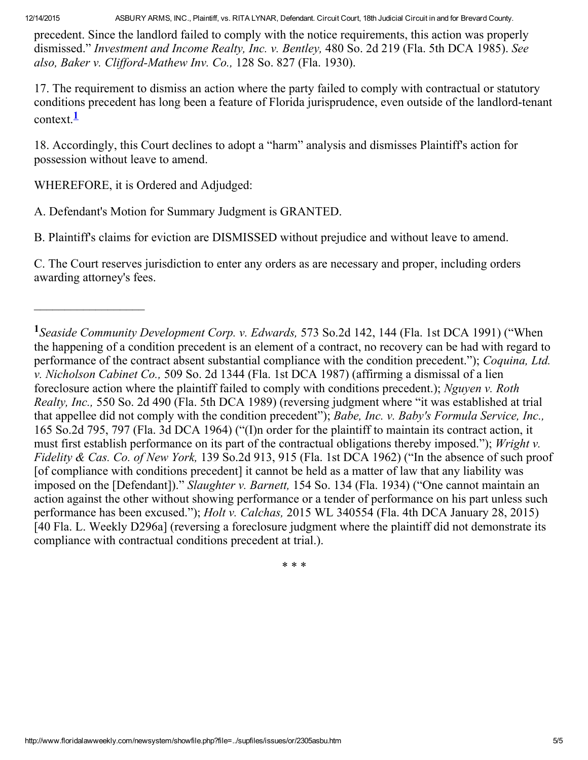precedent. Since the landlord failed to comply with the notice requirements, this action was properly dismissed." *Investment and Income Realty, Inc. v. Bentley,* 480 So. 2d 219 (Fla. 5th DCA 1985). *See also, Baker v. Clifford-Mathew Inv. Co.,* 128 So. 827 (Fla. 1930).

17. The requirement to dismiss an action where the party failed to comply with contractual or statutory conditions precedent has long been a feature of Florida jurisprudence, even outside of the landlord-tenant context.[1]

18. Accordingly, this Court declines to adopt a "harm" analysis and dismisses Plaintiff's action for possession without leave to amend.

WHEREFORE, it is Ordered and Adjudged:

A. Defendant's Motion for Summary Judgment is GRANTED.

B. Plaintiff's claims for eviction are DISMISSED without prejudice and without leave to amend.

C. The Court reserves jurisdiction to enter any orders as are necessary and proper, including orders awarding attorney's fees.

---

[1] *Seaside Community Development Corp. v. Edwards,* 573 So.2d 142, 144 (Fla. 1st DCA 1991) ("When the happening of a condition precedent is an element of a contract, no recovery can be had with regard to performance of the contract absent substantial compliance with the condition precedent."); *Coquina, Ltd. v. Nicholson Cabinet Co.,* 509 So. 2d 1344 (Fla. 1st DCA 1987) (affirming a dismissal of a lien foreclosure action where the plaintiff failed to comply with conditions precedent.); *Nguyen v. Roth Realty, Inc.,* 550 So. 2d 490 (Fla. 5th DCA 1989) (reversing judgment where "it was established at trial that appellee did not comply with the condition precedent"); *Babe, Inc. v. Baby's Formula Service, Inc.,* 165 So.2d 795, 797 (Fla. 3d DCA 1964) ("(I)n order for the plaintiff to maintain its contract action, it must first establish performance on its part of the contractual obligations thereby imposed."); *Wright v. Fidelity & Cas. Co. of New York,* 139 So.2d 913, 915 (Fla. 1st DCA 1962) ("In the absence of such proof [of compliance with conditions precedent] it cannot be held as a matter of law that any liability was imposed on the [Defendant])." *Slaughter v. Barnett,* 154 So. 134 (Fla. 1934) ("One cannot maintain an action against the other without showing performance or a tender of performance on his part unless such performance has been excused."); *Holt v. Calchas,* 2015 WL 340554 (Fla. 4th DCA January 28, 2015) [40 Fla. L. Weekly D296a] (reversing a foreclosure judgment where the plaintiff did not demonstrate its compliance with contractual conditions precedent at trial.).

* * *